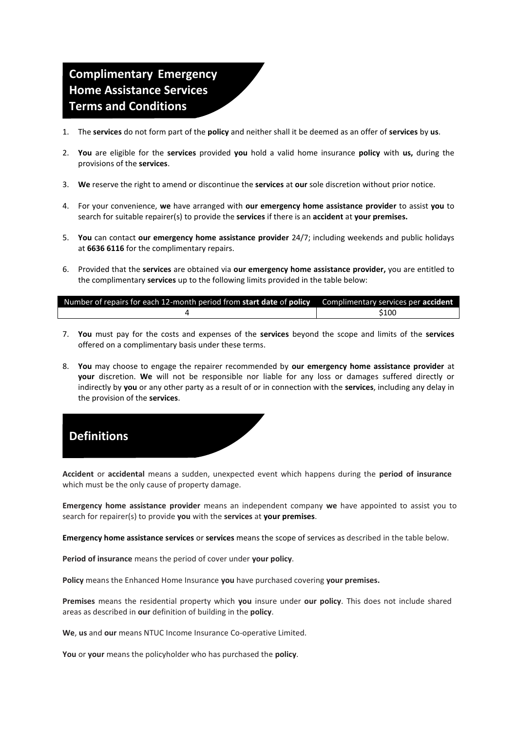## Complimentary Emergency Home Assistance Services Terms and Conditions

1. The **services** do not form part of the **policy** and neither shall it be deemed as an offer of **services** by **us**.
2. **You** are eligible for the **services** provided **you** hold a valid home insurance **policy** with **us,** during the provisions of the **services**.
3. **We** reserve the right to amend or discontinue the **services** at **our** sole discretion without prior notice.
4. For your convenience, **we** have arranged with **our emergency home assistance provider** to assist **you** to search for suitable repairer(s) to provide the **services** if there is an **accident** at **your premises.**
5. **You** can contact **our emergency home assistance provider** 24/7; including weekends and public holidays at **6636 6116** for the complimentary repairs.
6. Provided that the **services** are obtained via **our emergency home assistance provider,** you are entitled to the complimentary **services** up to the following limits provided in the table below:

| Number of repairs for each 12-month period from **start date** of **policy** | Complimentary services per **accident** |
|---|---|
| 4 | $100 |

7. **You** must pay for the costs and expenses of the **services** beyond the scope and limits of the **services** offered on a complimentary basis under these terms.
8. **You** may choose to engage the repairer recommended by **our emergency home assistance provider** at **your** discretion. **We** will not be responsible nor liable for any loss or damages suffered directly or indirectly by **you** or any other party as a result of or in connection with the **services**, including any delay in the provision of the **services**.

## Definitions

**Accident** or **accidental** means a sudden, unexpected event which happens during the **period of insurance** which must be the only cause of property damage.

**Emergency home assistance provider** means an independent company **we** have appointed to assist you to search for repairer(s) to provide **you** with the **services** at **your premises**.

**Emergency home assistance services** or **services** means the scope of services as described in the table below.

**Period of insurance** means the period of cover under **your policy**.

**Policy** means the Enhanced Home Insurance **you** have purchased covering **your premises.**

**Premises** means the residential property which **you** insure under **our policy**. This does not include shared areas as described in **our** definition of building in the **policy**.

**We**, **us** and **our** means NTUC Income Insurance Co-operative Limited.

**You** or **your** means the policyholder who has purchased the **policy**.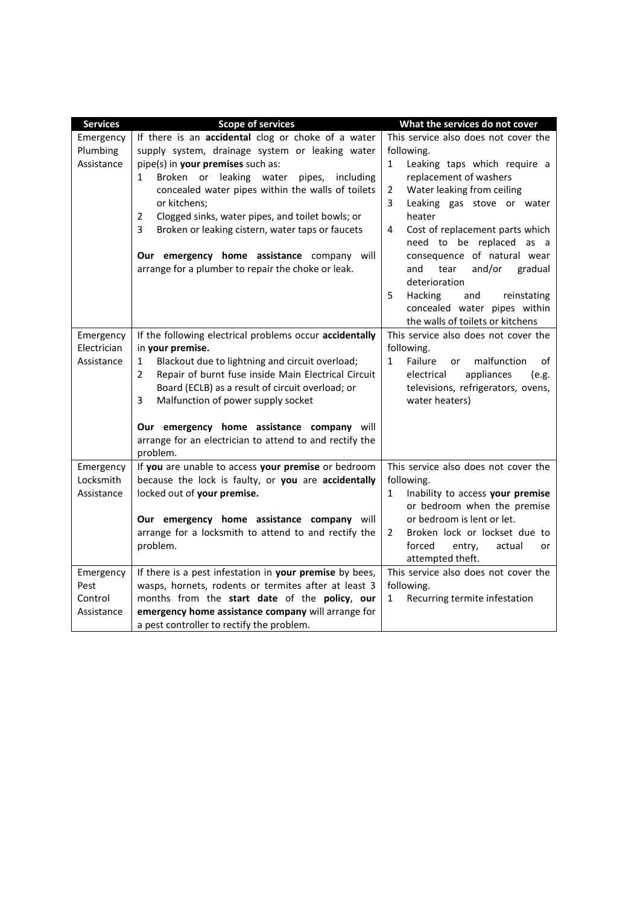| Services | Scope of services | What the services do not cover |
|---|---|---|
| Emergency Plumbing Assistance | If there is an **accidental** clog or choke of a water supply system, drainage system or leaking water pipe(s) in **your premises** such as:<br>1 Broken or leaking water pipes, including concealed water pipes within the walls of toilets or kitchens;<br>2 Clogged sinks, water pipes, and toilet bowls; or<br>3 Broken or leaking cistern, water taps or faucets<br><br>**Our emergency home assistance** company will arrange for a plumber to repair the choke or leak. | This service also does not cover the following.<br>1 Leaking taps which require a replacement of washers<br>2 Water leaking from ceiling<br>3 Leaking gas stove or water heater<br>4 Cost of replacement parts which need to be replaced as a consequence of natural wear and tear and/or gradual deterioration<br>5 Hacking and reinstating concealed water pipes within the walls of toilets or kitchens |
| Emergency Electrician Assistance | If the following electrical problems occur **accidentally** in **your premise.**<br>1 Blackout due to lightning and circuit overload;<br>2 Repair of burnt fuse inside Main Electrical Circuit Board (ECLB) as a result of circuit overload; or<br>3 Malfunction of power supply socket<br><br>**Our emergency home assistance company** will arrange for an electrician to attend to and rectify the problem. | This service also does not cover the following.<br>1 Failure or malfunction of electrical appliances (e.g. televisions, refrigerators, ovens, water heaters) |
| Emergency Locksmith Assistance | If **you** are unable to access **your premise** or bedroom because the lock is faulty, or **you** are **accidentally** locked out of **your premise.**<br><br>**Our emergency home assistance company** will arrange for a locksmith to attend to and rectify the problem. | This service also does not cover the following.<br>1 Inability to access **your premise** or bedroom when the premise or bedroom is lent or let.<br>2 Broken lock or lockset due to forced entry, actual or attempted theft. |
| Emergency Pest Control Assistance | If there is a pest infestation in **your premise** by bees, wasps, hornets, rodents or termites after at least 3 months from the **start date** of the **policy**, **our emergency home assistance company** will arrange for a pest controller to rectify the problem. | This service also does not cover the following.<br>1 Recurring termite infestation |